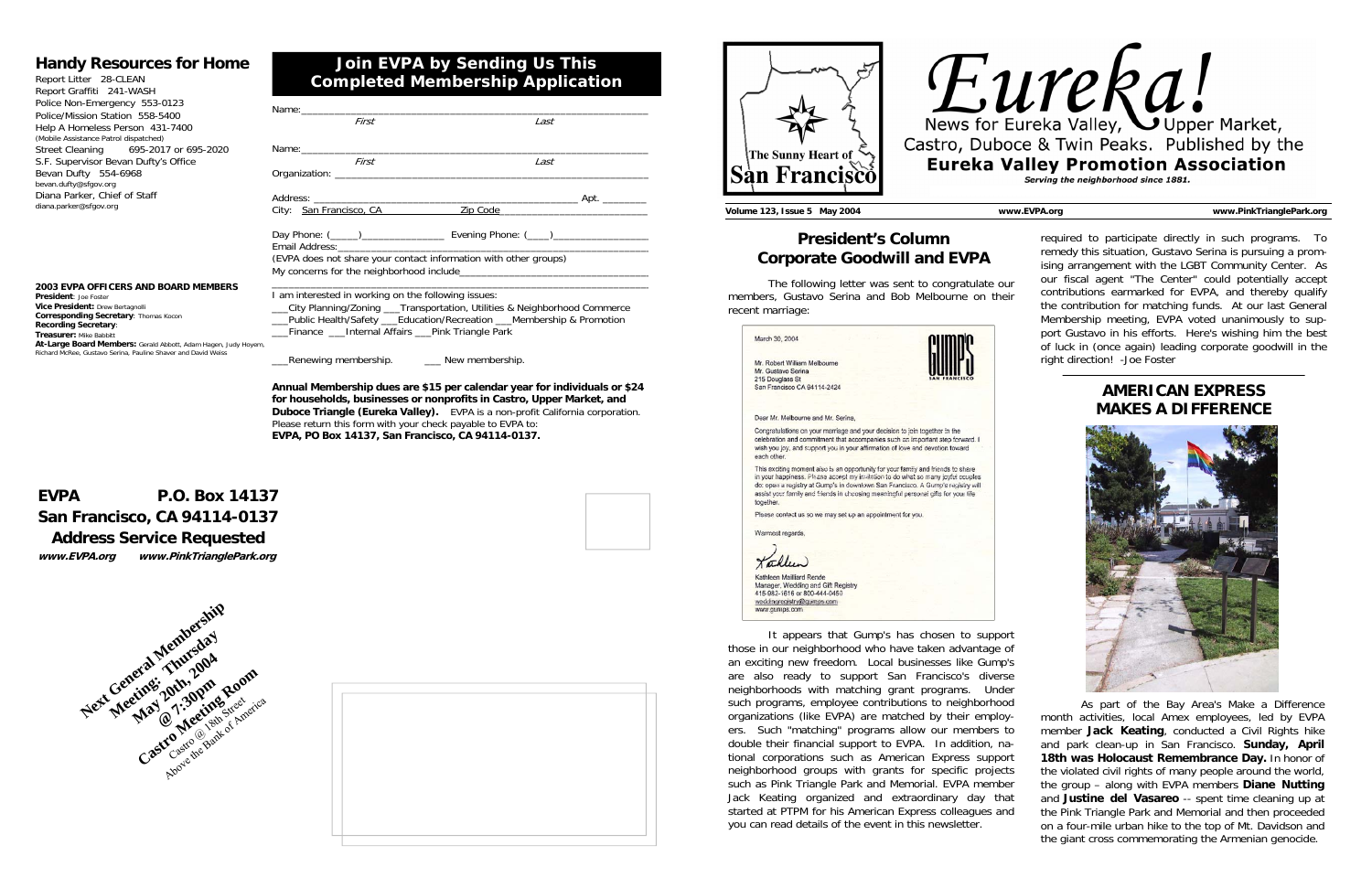## Handy Resources for Home

Report Litter 28-CLEAN
Report Graffiti 241-WASH
Police Non-Emergency 553-0123
Police/Mission Station 558-5400
Help A Homeless Person 431-7400
(Mobile Assistance Patrol dispatched)
Street Cleaning 695-2017 or 695-2020
S.F. Supervisor Bevan Dufty's Office
Bevan Dufty 554-6968
bevan.dufty@sfgov.org
Diana Parker, Chief of Staff
diana.parker@sfgov.org

**2003 EVPA OFFICERS AND BOARD MEMBERS**
**President**: Joe Foster
**Vice President:** Drew Bertagnolli
**Corresponding Secretary**: Thomas Kocon
**Recording Secretary**:
**Treasurer:** Mike Babbitt
**At-Large Board Members:** Gerald Abbott, Adam Hagen, Judy Hoyem, Richard McRee, Gustavo Serina, Pauline Shaver and David Weiss

## Join EVPA by Sending Us This Completed Membership Application

Name:_______________________________________________
*First* *Last*

Name:_______________________________________________
*First* *Last*

Organization: ________________________________________

Address: ___________________________________ Apt. ________

City: San Francisco, CA Zip Code ______________________

Day Phone: (_____)_____________ Evening Phone: (____)_____________

Email Address:_______________________________________

(EVPA does not share your contact information with other groups)

My concerns for the neighborhood include_______________________

I am interested in working on the following issues:

___City Planning/Zoning ___Transportation, Utilities & Neighborhood Commerce
___Public Health/Safety ___Education/Recreation ___Membership & Promotion
___Finance ___Internal Affairs ___Pink Triangle Park

___Renewing membership. ___ New membership.

**Annual Membership dues are $15 per calendar year for individuals or $24 for households, businesses or nonprofits in Castro, Upper Market, and Duboce Triangle (Eureka Valley).** EVPA is a non-profit California corporation. Please return this form with your check payable to EVPA to:
**EVPA, PO Box 14137, San Francisco, CA 94114-0137.**

**EVPA P.O. Box 14137**
**San Francisco, CA 94114-0137**
**Address Service Requested**
***www.EVPA.org www.PinkTrianglePark.org***

**Next General Membership Meeting: Thursday May 20th, 2004 @ 7:30pm Castro Meeting Room**
Castro @ 18th Street Above the Bank of America

# Eureka!

News for Eureka Valley, Upper Market, Castro, Duboce & Twin Peaks. Published by the **Eureka Valley Promotion Association**

*Serving the neighborhood since 1881.*

The Sunny Heart of San Francisco

**Volume 123, Issue 5 May 2004** **www.EVPA.org** **www.PinkTrianglePark.org**

## President's Column Corporate Goodwill and EVPA

The following letter was sent to congratulate our members, Gustavo Serina and Bob Melbourne on their recent marriage:

> March 30, 2004
>
> GUMP'S SAN FRANCISCO
>
> Mr. Robert William Melbourne
> Mr. Gustavo Serina
> 215 Douglass St
> San Francisco CA 94114-2424
>
> Dear Mr. Melbourne and Mr. Serina,
>
> Congratulations on your marriage and your decision to join together in the celebration and commitment that accompanies such an important step forward. I wish you joy, and support you in your affirmation of love and devotion toward each other.
>
> This exciting moment also is an opportunity for your family and friends to share in your happiness. Please accept my invitation to do what so many joyful couples do: open a registry at Gump's in downtown San Francisco. A Gump's registry will assist your family and friends in choosing meaningful personal gifts for your life together.
>
> Please contact us so we may set up an appointment for you.
>
> Warmest regards,
>
> Kathleen
>
> Kathleen Maillard Rende
> Manager, Wedding and Gift Registry
> 415-982-1616 or 800-444-0450
> weddingregistry@gumps.com
> www.gumps.com

It appears that Gump's has chosen to support those in our neighborhood who have taken advantage of an exciting new freedom. Local businesses like Gump's are also ready to support San Francisco's diverse neighborhoods with matching grant programs. Under such programs, employee contributions to neighborhood organizations (like EVPA) are matched by their employers. Such "matching" programs allow our members to double their financial support to EVPA. In addition, national corporations such as American Express support neighborhood groups with grants for specific projects such as Pink Triangle Park and Memorial. EVPA member Jack Keating organized and extraordinary day that started at PTPM for his American Express colleagues and you can read details of the event in this newsletter.

required to participate directly in such programs. To remedy this situation, Gustavo Serina is pursuing a promising arrangement with the LGBT Community Center. As our fiscal agent "The Center" could potentially accept contributions earmarked for EVPA, and thereby qualify the contribution for matching funds. At our last General Membership meeting, EVPA voted unanimously to support Gustavo in his efforts. Here's wishing him the best of luck in (once again) leading corporate goodwill in the right direction! -Joe Foster

## AMERICAN EXPRESS MAKES A DIFFERENCE

As part of the Bay Area's Make a Difference month activities, local Amex employees, led by EVPA member **Jack Keating**, conducted a Civil Rights hike and park clean-up in San Francisco. **Sunday, April 18th was Holocaust Remembrance Day.** In honor of the violated civil rights of many people around the world, the group – along with EVPA members **Diane Nutting** and **Justine del Vasareo** -- spent time cleaning up at the Pink Triangle Park and Memorial and then proceeded on a four-mile urban hike to the top of Mt. Davidson and the giant cross commemorating the Armenian genocide.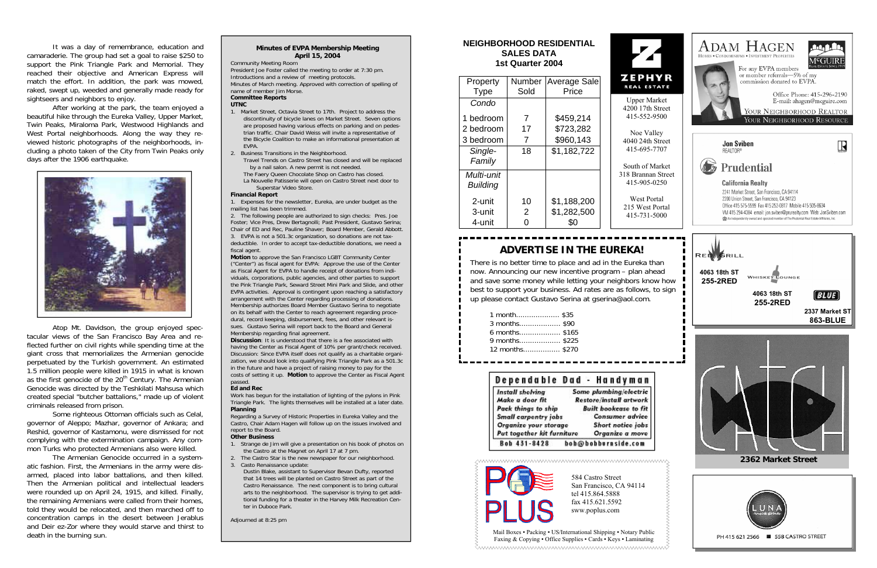It was a day of remembrance, education and camaraderie. The group had set a goal to raise $250 to support the Pink Triangle Park and Memorial. They reached their objective and American Express will match the effort. In addition, the park was mowed, raked, swept up, weeded and generally made ready for sightseers and neighbors to enjoy.

After working at the park, the team enjoyed a beautiful hike through the Eureka Valley, Upper Market, Twin Peaks, Miraloma Park, Westwood Highlands and West Portal neighborhoods. Along the way they reviewed historic photographs of the neighborhoods, including a photo taken of the City from Twin Peaks only days after the 1906 earthquake.

Atop Mt. Davidson, the group enjoyed spectacular views of the San Francisco Bay Area and reflected further on civil rights while spending time at the giant cross that memorializes the Armenian genocide perpetuated by the Turkish government. An estimated 1.5 million people were killed in 1915 in what is known as the first genocide of the 20th Century. The Armenian Genocide was directed by the Teshkilati Mahsusa which created special "butcher battalions," made up of violent criminals released from prison.

Some righteous Ottoman officials such as Celal, governor of Aleppo; Mazhar, governor of Ankara; and Reshid, governor of Kastamonu, were dismissed for not complying with the extermination campaign. Any common Turks who protected Armenians also were killed.

The Armenian Genocide occurred in a systematic fashion. First, the Armenians in the army were disarmed, placed into labor battalions, and then killed. Then the Armenian political and intellectual leaders were rounded up on April 24, 1915, and killed. Finally, the remaining Armenians were called from their homes, told they would be relocated, and then marched off to concentration camps in the desert between Jerablus and Deir ez-Zor where they would starve and thirst to death in the burning sun.

## Minutes of EVPA Membership Meeting
### April 15, 2004

Community Meeting Room

President Joe Foster called the meeting to order at 7:30 pm.

Introductions and a review of meeting protocols.

Minutes of March meeting. Approved with correction of spelling of name of member Jim Morse.

**Committee Reports**

**UTNC**

1. Market Street, Octavia Street to 17th. Project to address the discontinuity of bicycle lanes on Market Street. Seven options are proposed having various effects on parking and on pedestrian traffic. Chair David Weiss will invite a representative of the Bicycle Coalition to make an informational presentation at EVPA.
2. Business Transitions in the Neighborhood.
   Travel Trends on Castro Street has closed and will be replaced by a nail salon. A new permit is not needed.
   The Faery Queen Chocolate Shop on Castro has closed.
   La Nouvelle Patisserie will open on Castro Street next door to Superstar Video Store.

**Financial Report**

1. Expenses for the newsletter, Eureka, are under budget as the mailing list has been trimmed.
2. The following people are authorized to sign checks: Pres. Joe Foster; Vice Pres, Drew Bertagnolli; Past President, Gustavo Serina; Chair of ED and Rec, Pauline Shaver; Board Member, Gerald Abbott.
3. EVPA is not a 501.3c organization, so donations are not tax-deductible. In order to accept tax-deductible donations, we need a fiscal agent.

**Motion** to approve the San Francisco LGBT Community Center ("Center") as fiscal agent for EVPA: Approve the use of the Center as Fiscal Agent for EVPA to handle receipt of donations from individuals, corporations, public agencies, and other parties to support the Pink Triangle Park, Seward Street Mini Park and Slide, and other EVPA activities. Approval is contingent upon reaching a satisfactory arrangement with the Center regarding processing of donations. Membership authorizes Board Member Gustavo Serina to negotiate on its behalf with the Center to reach agreement regarding procedural, record keeping, disbursement, fees, and other relevant issues. Gustavo Serina will report back to the Board and General Membership regarding final agreement.

**Discussion**: It is understood that there is a fee associated with having the Center as Fiscal Agent of 10% per grant/check received. Discussion: Since EVPA itself does not qualify as a charitable organization, we should look into qualifying Pink Triangle Park as a 501.3c in the future and have a project of raising money to pay for the costs of setting it up. **Motion** to approve the Center as Fiscal Agent passed.

**Ed and Rec**

Work has begun for the installation of lighting of the pylons in Pink Triangle Park. The lights themselves will be installed at a later date.

**Planning**

Regarding a Survey of Historic Properties in Eureka Valley and the Castro, Chair Adam Hagen will follow up on the issues involved and report to the Board.

**Other Business**

1. Strange de Jim will give a presentation on his book of photos on the Castro at the Magnet on April 17 at 7 pm.
2. The Castro Star is the new newspaper for our neighborhood.
3. Casto Renaissance update:
   Dustin Blake, assistant to Supervisor Bevan Dufty, reported that 14 trees will be planted on Castro Street as part of the Castro Renaissance. The next component is to bring cultural arts to the neighborhood. The supervisor is trying to get additional funding for a theater in the Harvey Milk Recreation Center in Duboce Park.

Adjourned at 8:25 pm

## NEIGHBORHOOD RESIDENTIAL SALES DATA
### 1st Quarter 2004

| Property Type | Number Sold | Average Sale Price |
|---|---|---|
| *Condo* | | |
| 1 bedroom | 7 | $459,214 |
| 2 bedroom | 17 | $723,282 |
| 3 bedroom | 7 | $960,143 |
| *Single-Family* | 18 | $1,182,722 |
| *Multi-unit Building* | | |
| 2-unit | 10 | $1,188,200 |
| 3-unit | 2 | $1,282,500 |
| 4-unit | 0 | $0 |

**ZEPHYR REAL ESTATE**

Upper Market
4200 17th Street
415-552-9500

Noe Valley
4040 24th Street
415-695-7707

South of Market
318 Brannan Street
415-905-0250

West Portal
215 West Portal
415-731-5000

## ADVERTISE IN THE EUREKA!

There is no better time to place and ad in the Eureka than now. Announcing our new incentive program – plan ahead and save some money while letting your neighbors know how best to support your business. Ad rates are as follows, to sign up please contact Gustavo Serina at gserina@aol.com.

1 month.................... $35
3 months................... $90
6 months................... $165
9 months................... $225
12 months................. $270

**Dependable Dad - Handyman**

| | |
|---|---|
| Install shelving | Some plumbing/electric |
| Make a door fit | Restore/install artwork |
| Pack things to ship | Built bookcase to fit |
| Small carpentry jobs | Consumer advice |
| Organize your storage | Short notice jobs |
| Put together kit furniture | Organize a move |

Bob 431-8428 bob@bobburnside.com

PO PLUS

584 Castro Street
San Francisco, CA 94114
tel 415.864.5888
fax 415.621.5592
sww.poplus.com

Mail Boxes • Packing • US/International Shipping • Notary Public
Faxing & Copying • Office Supplies • Cards • Keys • Laminating

**ADAM HAGEN**
HOMES • CONDOMINIUMS • INVESTMENT PROPERTIES

McGUIRE REAL ESTATE SINCE 1919

For any EVPA members or member referrals—5% of my commission donated to EVPA.

Office Phone: 415-296-2190
E-mail: ahagen@mcguire.com

YOUR NEIGHBORHOOD REALTOR
YOUR NEIGHBORHOOD RESOURCE

**Jon Sviben**
REALTOR®

Prudential
California Realty

2241 Market Street, San Francisco, CA 94114
2200 Union Street, San Francisco, CA 94123
Office 415 575-5599 Fax 415 252-0817 Mobile 415 505-8634
VM 415 294-4364 email: jon.sviben@prurealty.com Web: JonSviben.com
An independently owned and operated member of The Prudential Real Estate Affiliates, Inc.

RED GRILL
4063 18th ST
255-2RED

WHISKEY LOUNGE
4063 18th ST
255-2RED

BLUE
2337 Market ST
863-BLUE

CATCH
2362 Market Street

LUNA
PH 415 621 2566 ■ 558 CASTRO STREET